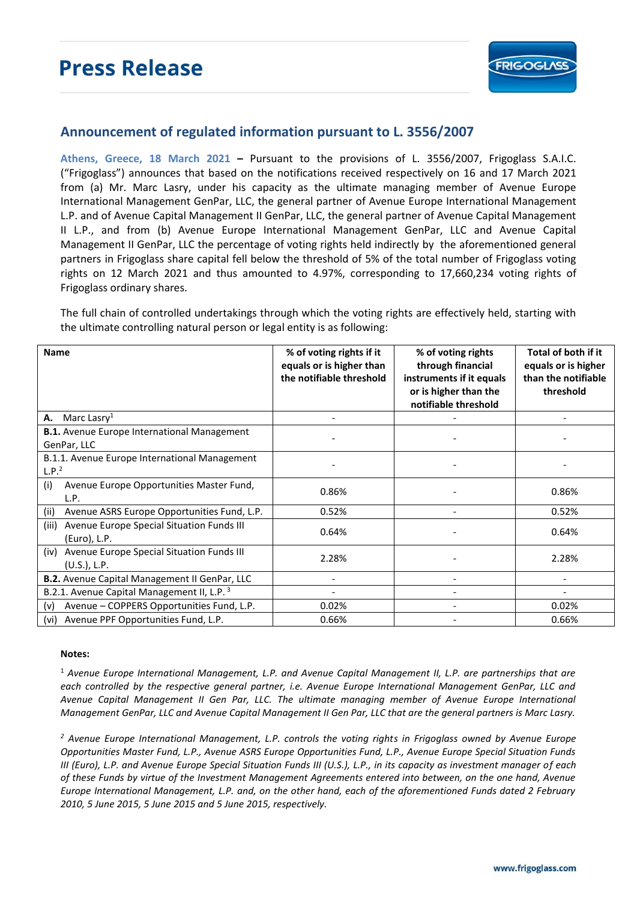# Press Release

## Announcement of regulated information pursuant to L. 3556/2007

**Athens, Greece, 18 March 2021 –** Pursuant to the provisions of L. 3556/2007, Frigoglass S.A.I.C. ("Frigoglass") announces that based on the notifications received respectively on 16 and 17 March 2021 from (a) Mr. Marc Lasry, under his capacity as the ultimate managing member of Avenue Europe International Management GenPar, LLC, the general partner of Avenue Europe International Management L.P. and of Avenue Capital Management II GenPar, LLC, the general partner of Avenue Capital Management II L.P., and from (b) Avenue Europe International Management GenPar, LLC and Avenue Capital Management II GenPar, LLC the percentage of voting rights held indirectly by the aforementioned general partners in Frigoglass share capital fell below the threshold of 5% of the total number of Frigoglass voting rights on 12 March 2021 and thus amounted to 4.97%, corresponding to 17,660,234 voting rights of Frigoglass ordinary shares.

The full chain of controlled undertakings through which the voting rights are effectively held, starting with the ultimate controlling natural person or legal entity is as following:

| Name | % of voting rights if it equals or is higher than the notifiable threshold | % of voting rights through financial instruments if it equals or is higher than the notifiable threshold | Total of both if it equals or is higher than the notifiable threshold |
|---|---|---|---|
| **A.** Marc Lasry[1] | - | - | - |
| **B.1.** Avenue Europe International Management GenPar, LLC | - | - | - |
| B.1.1. Avenue Europe International Management L.P.[2] | - | - | - |
| (i) Avenue Europe Opportunities Master Fund, L.P. | 0.86% | - | 0.86% |
| (ii) Avenue ASRS Europe Opportunities Fund, L.P. | 0.52% | - | 0.52% |
| (iii) Avenue Europe Special Situation Funds III (Euro), L.P. | 0.64% | - | 0.64% |
| (iv) Avenue Europe Special Situation Funds III (U.S.), L.P. | 2.28% | - | 2.28% |
| **B.2.** Avenue Capital Management II GenPar, LLC | - | - | - |
| B.2.1. Avenue Capital Management II, L.P. [3] | - | - | - |
| (v) Avenue – COPPERS Opportunities Fund, L.P. | 0.02% | - | 0.02% |
| (vi) Avenue PPF Opportunities Fund, L.P. | 0.66% | - | 0.66% |

**Notes:**

[1] *Avenue Europe International Management, L.P. and Avenue Capital Management II, L.P. are partnerships that are each controlled by the respective general partner, i.e. Avenue Europe International Management GenPar, LLC and Avenue Capital Management II Gen Par, LLC. The ultimate managing member of Avenue Europe International Management GenPar, LLC and Avenue Capital Management II Gen Par, LLC that are the general partners is Marc Lasry.*

[2] *Avenue Europe International Management, L.P. controls the voting rights in Frigoglass owned by Avenue Europe Opportunities Master Fund, L.P., Avenue ASRS Europe Opportunities Fund, L.P., Avenue Europe Special Situation Funds III (Euro), L.P. and Avenue Europe Special Situation Funds III (U.S.), L.P., in its capacity as investment manager of each of these Funds by virtue of the Investment Management Agreements entered into between, on the one hand, Avenue Europe International Management, L.P. and, on the other hand, each of the aforementioned Funds dated 2 February 2010, 5 June 2015, 5 June 2015 and 5 June 2015, respectively.*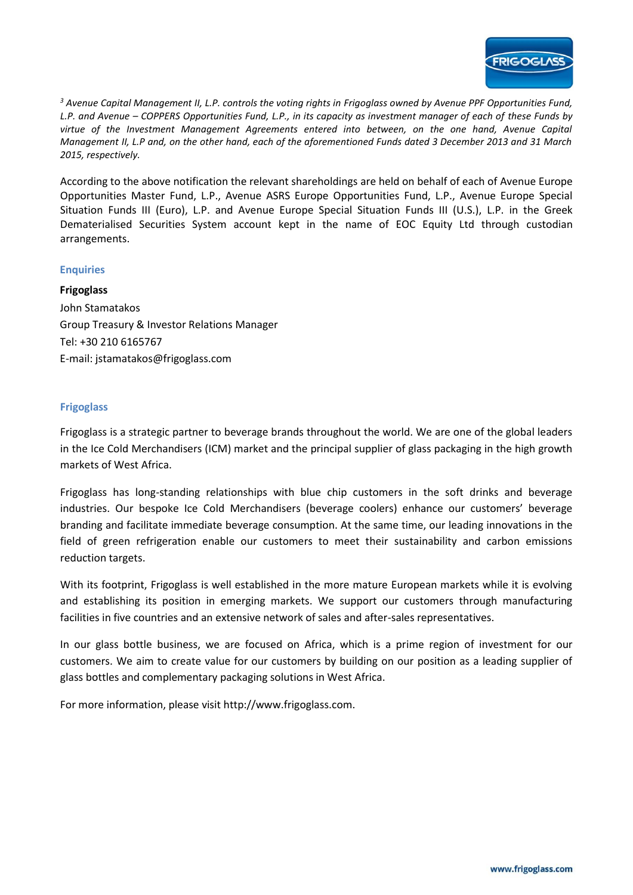[3] *Avenue Capital Management II, L.P. controls the voting rights in Frigoglass owned by Avenue PPF Opportunities Fund, L.P. and Avenue – COPPERS Opportunities Fund, L.P., in its capacity as investment manager of each of these Funds by virtue of the Investment Management Agreements entered into between, on the one hand, Avenue Capital Management II, L.P and, on the other hand, each of the aforementioned Funds dated 3 December 2013 and 31 March 2015, respectively.*

According to the above notification the relevant shareholdings are held on behalf of each of Avenue Europe Opportunities Master Fund, L.P., Avenue ASRS Europe Opportunities Fund, L.P., Avenue Europe Special Situation Funds III (Euro), L.P. and Avenue Europe Special Situation Funds III (U.S.), L.P. in the Greek Dematerialised Securities System account kept in the name of EOC Equity Ltd through custodian arrangements.

## Enquiries

**Frigoglass**
John Stamatakos
Group Treasury & Investor Relations Manager
Tel: +30 210 6165767
E-mail: jstamatakos@frigoglass.com

## Frigoglass

Frigoglass is a strategic partner to beverage brands throughout the world. We are one of the global leaders in the Ice Cold Merchandisers (ICM) market and the principal supplier of glass packaging in the high growth markets of West Africa.

Frigoglass has long-standing relationships with blue chip customers in the soft drinks and beverage industries. Our bespoke Ice Cold Merchandisers (beverage coolers) enhance our customers' beverage branding and facilitate immediate beverage consumption. At the same time, our leading innovations in the field of green refrigeration enable our customers to meet their sustainability and carbon emissions reduction targets.

With its footprint, Frigoglass is well established in the more mature European markets while it is evolving and establishing its position in emerging markets. We support our customers through manufacturing facilities in five countries and an extensive network of sales and after-sales representatives.

In our glass bottle business, we are focused on Africa, which is a prime region of investment for our customers. We aim to create value for our customers by building on our position as a leading supplier of glass bottles and complementary packaging solutions in West Africa.

For more information, please visit http://www.frigoglass.com.